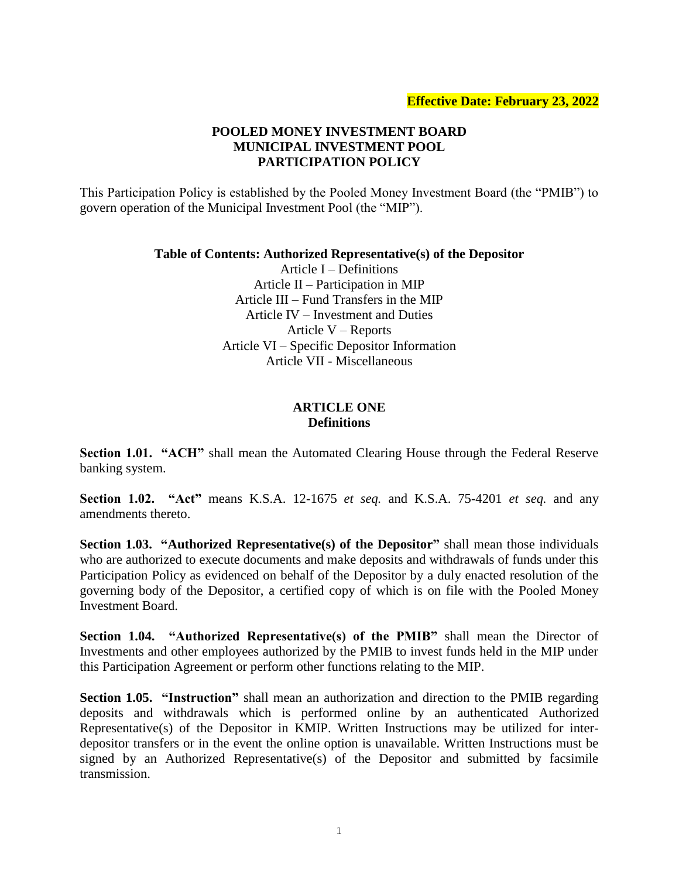**Effective Date: February 23, 2022**

# POOLED MONEY INVESTMENT BOARD
# MUNICIPAL INVESTMENT POOL
# PARTICIPATION POLICY

This Participation Policy is established by the Pooled Money Investment Board (the "PMIB") to govern operation of the Municipal Investment Pool (the "MIP").

**Table of Contents: Authorized Representative(s) of the Depositor**

Article I – Definitions
Article II – Participation in MIP
Article III – Fund Transfers in the MIP
Article IV – Investment and Duties
Article V – Reports
Article VI – Specific Depositor Information
Article VII - Miscellaneous

## ARTICLE ONE
## Definitions

**Section 1.01. "ACH"** shall mean the Automated Clearing House through the Federal Reserve banking system.

**Section 1.02. "Act"** means K.S.A. 12-1675 *et seq.* and K.S.A. 75-4201 *et seq.* and any amendments thereto.

**Section 1.03. "Authorized Representative(s) of the Depositor"** shall mean those individuals who are authorized to execute documents and make deposits and withdrawals of funds under this Participation Policy as evidenced on behalf of the Depositor by a duly enacted resolution of the governing body of the Depositor, a certified copy of which is on file with the Pooled Money Investment Board.

**Section 1.04. "Authorized Representative(s) of the PMIB"** shall mean the Director of Investments and other employees authorized by the PMIB to invest funds held in the MIP under this Participation Agreement or perform other functions relating to the MIP.

**Section 1.05. "Instruction"** shall mean an authorization and direction to the PMIB regarding deposits and withdrawals which is performed online by an authenticated Authorized Representative(s) of the Depositor in KMIP. Written Instructions may be utilized for inter-depositor transfers or in the event the online option is unavailable. Written Instructions must be signed by an Authorized Representative(s) of the Depositor and submitted by facsimile transmission.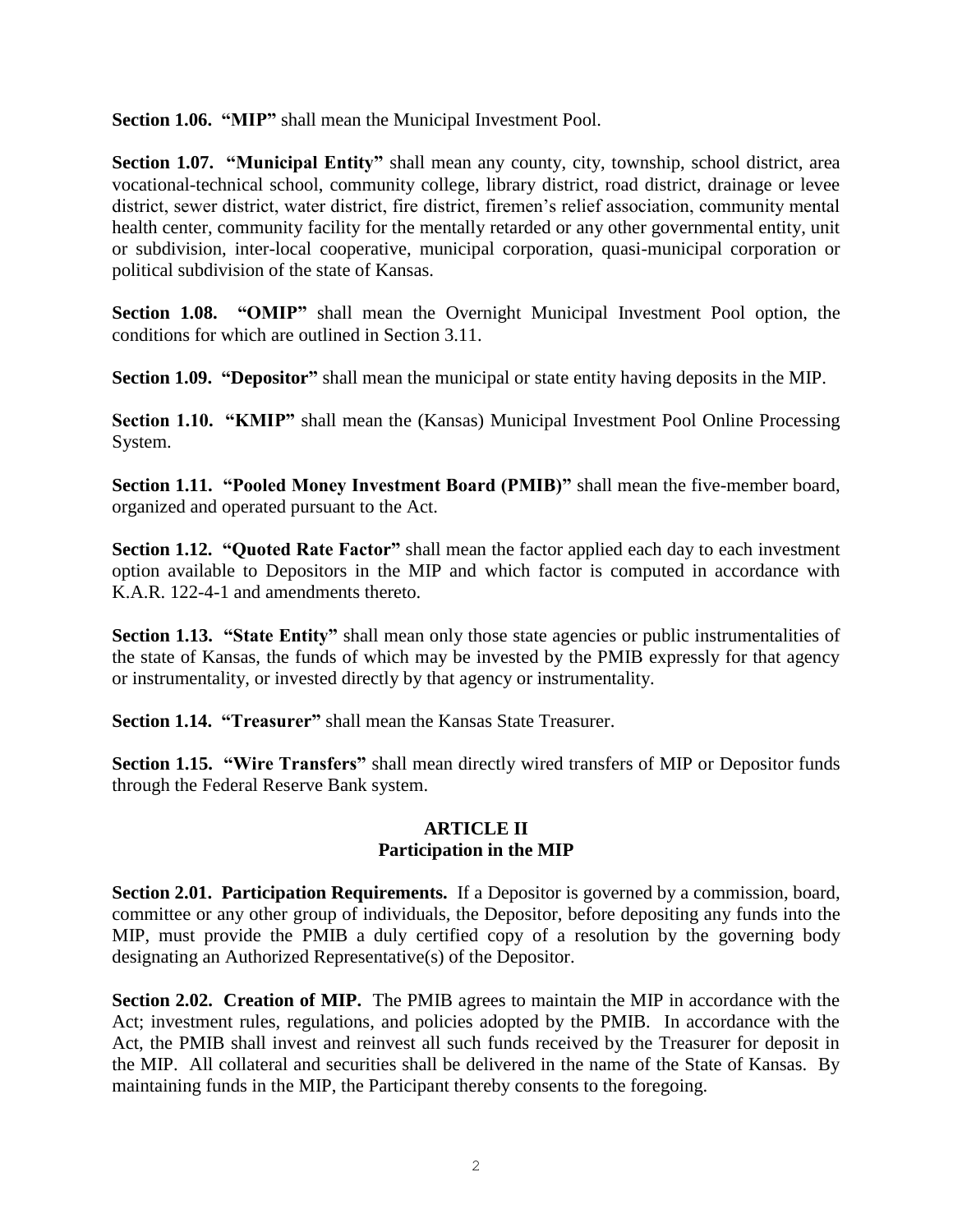**Section 1.06. "MIP"** shall mean the Municipal Investment Pool.

**Section 1.07. "Municipal Entity"** shall mean any county, city, township, school district, area vocational-technical school, community college, library district, road district, drainage or levee district, sewer district, water district, fire district, firemen's relief association, community mental health center, community facility for the mentally retarded or any other governmental entity, unit or subdivision, inter-local cooperative, municipal corporation, quasi-municipal corporation or political subdivision of the state of Kansas.

**Section 1.08. "OMIP"** shall mean the Overnight Municipal Investment Pool option, the conditions for which are outlined in Section 3.11.

**Section 1.09. "Depositor"** shall mean the municipal or state entity having deposits in the MIP.

**Section 1.10. "KMIP"** shall mean the (Kansas) Municipal Investment Pool Online Processing System.

**Section 1.11. "Pooled Money Investment Board (PMIB)"** shall mean the five-member board, organized and operated pursuant to the Act.

**Section 1.12. "Quoted Rate Factor"** shall mean the factor applied each day to each investment option available to Depositors in the MIP and which factor is computed in accordance with K.A.R. 122-4-1 and amendments thereto.

**Section 1.13. "State Entity"** shall mean only those state agencies or public instrumentalities of the state of Kansas, the funds of which may be invested by the PMIB expressly for that agency or instrumentality, or invested directly by that agency or instrumentality.

**Section 1.14. "Treasurer"** shall mean the Kansas State Treasurer.

**Section 1.15. "Wire Transfers"** shall mean directly wired transfers of MIP or Depositor funds through the Federal Reserve Bank system.

## ARTICLE II
## Participation in the MIP

**Section 2.01. Participation Requirements.** If a Depositor is governed by a commission, board, committee or any other group of individuals, the Depositor, before depositing any funds into the MIP, must provide the PMIB a duly certified copy of a resolution by the governing body designating an Authorized Representative(s) of the Depositor.

**Section 2.02. Creation of MIP.** The PMIB agrees to maintain the MIP in accordance with the Act; investment rules, regulations, and policies adopted by the PMIB. In accordance with the Act, the PMIB shall invest and reinvest all such funds received by the Treasurer for deposit in the MIP. All collateral and securities shall be delivered in the name of the State of Kansas. By maintaining funds in the MIP, the Participant thereby consents to the foregoing.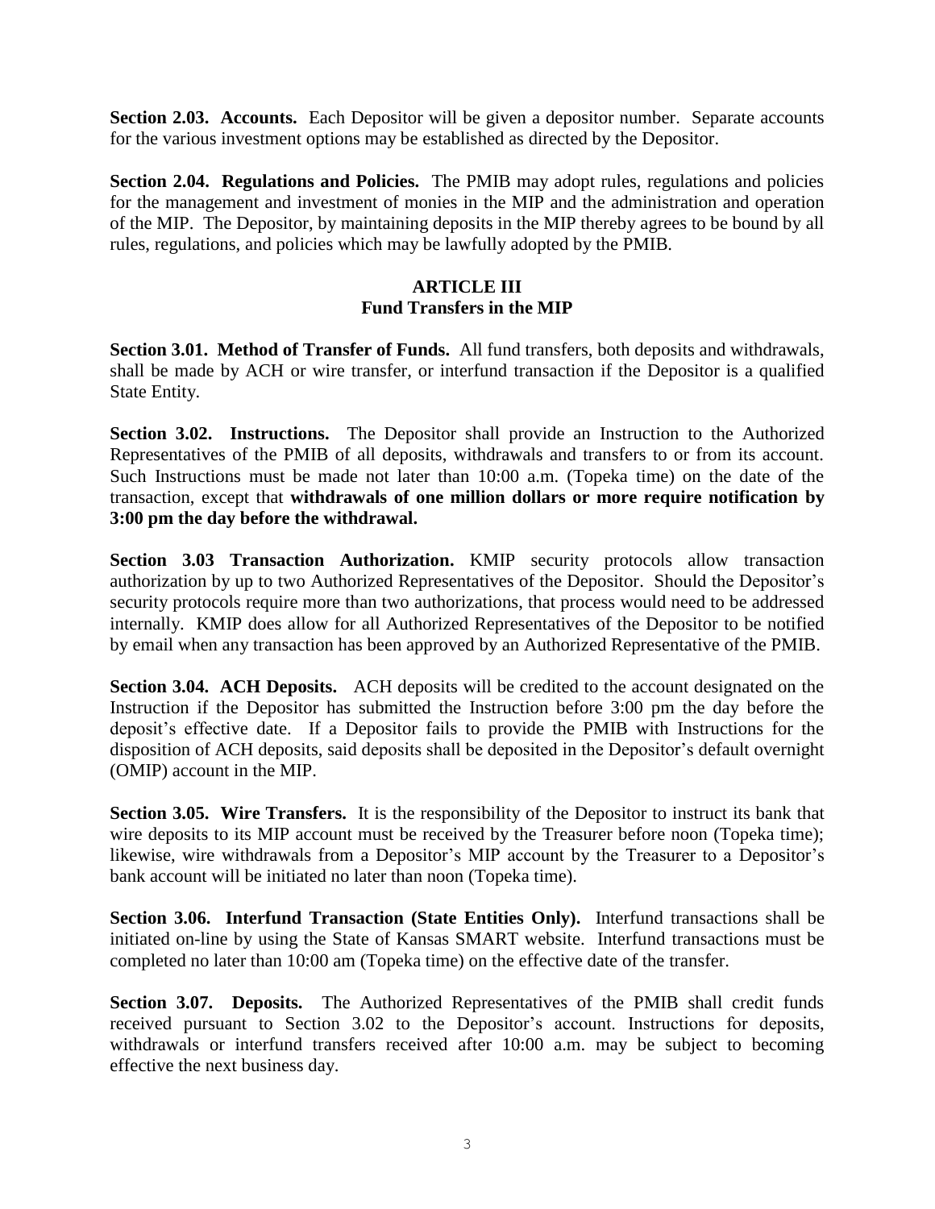**Section 2.03. Accounts.** Each Depositor will be given a depositor number. Separate accounts for the various investment options may be established as directed by the Depositor.

**Section 2.04. Regulations and Policies.** The PMIB may adopt rules, regulations and policies for the management and investment of monies in the MIP and the administration and operation of the MIP. The Depositor, by maintaining deposits in the MIP thereby agrees to be bound by all rules, regulations, and policies which may be lawfully adopted by the PMIB.

## ARTICLE III
## Fund Transfers in the MIP

**Section 3.01. Method of Transfer of Funds.** All fund transfers, both deposits and withdrawals, shall be made by ACH or wire transfer, or interfund transaction if the Depositor is a qualified State Entity.

**Section 3.02. Instructions.** The Depositor shall provide an Instruction to the Authorized Representatives of the PMIB of all deposits, withdrawals and transfers to or from its account. Such Instructions must be made not later than 10:00 a.m. (Topeka time) on the date of the transaction, except that **withdrawals of one million dollars or more require notification by 3:00 pm the day before the withdrawal.**

**Section 3.03 Transaction Authorization.** KMIP security protocols allow transaction authorization by up to two Authorized Representatives of the Depositor. Should the Depositor's security protocols require more than two authorizations, that process would need to be addressed internally. KMIP does allow for all Authorized Representatives of the Depositor to be notified by email when any transaction has been approved by an Authorized Representative of the PMIB.

**Section 3.04. ACH Deposits.** ACH deposits will be credited to the account designated on the Instruction if the Depositor has submitted the Instruction before 3:00 pm the day before the deposit's effective date. If a Depositor fails to provide the PMIB with Instructions for the disposition of ACH deposits, said deposits shall be deposited in the Depositor's default overnight (OMIP) account in the MIP.

**Section 3.05. Wire Transfers.** It is the responsibility of the Depositor to instruct its bank that wire deposits to its MIP account must be received by the Treasurer before noon (Topeka time); likewise, wire withdrawals from a Depositor's MIP account by the Treasurer to a Depositor's bank account will be initiated no later than noon (Topeka time).

**Section 3.06. Interfund Transaction (State Entities Only).** Interfund transactions shall be initiated on-line by using the State of Kansas SMART website. Interfund transactions must be completed no later than 10:00 am (Topeka time) on the effective date of the transfer.

**Section 3.07. Deposits.** The Authorized Representatives of the PMIB shall credit funds received pursuant to Section 3.02 to the Depositor's account. Instructions for deposits, withdrawals or interfund transfers received after 10:00 a.m. may be subject to becoming effective the next business day.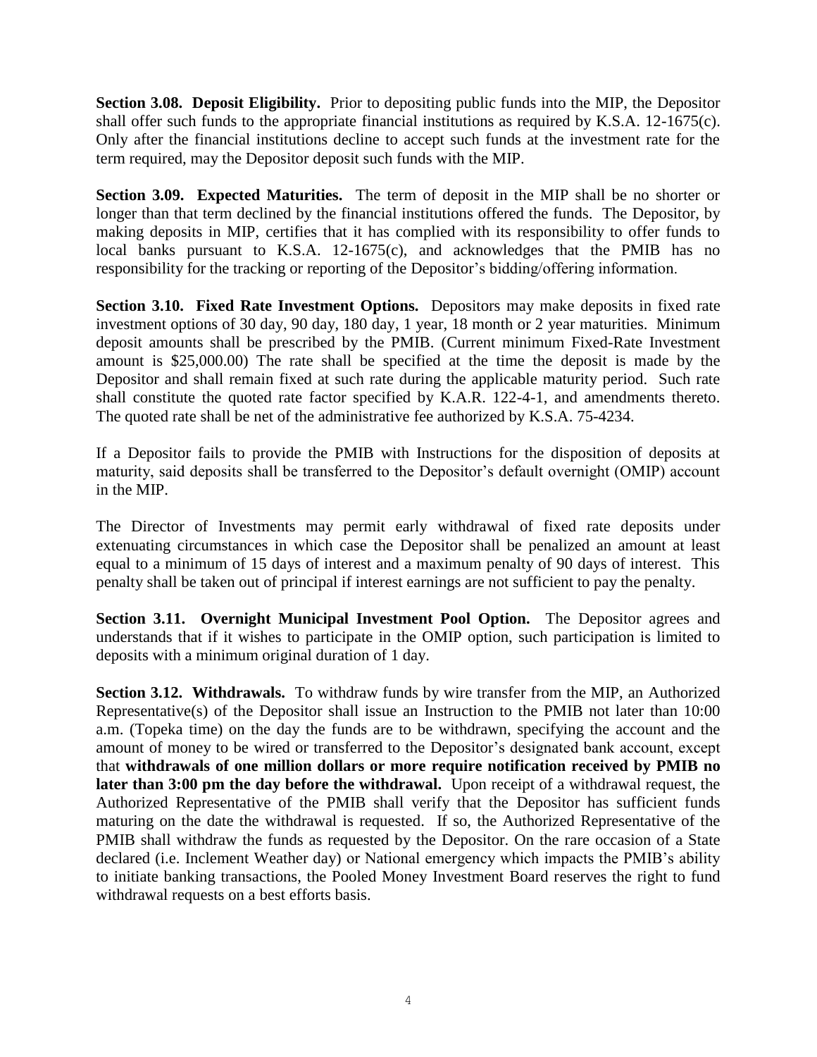**Section 3.08. Deposit Eligibility.** Prior to depositing public funds into the MIP, the Depositor shall offer such funds to the appropriate financial institutions as required by K.S.A. 12-1675(c). Only after the financial institutions decline to accept such funds at the investment rate for the term required, may the Depositor deposit such funds with the MIP.

**Section 3.09. Expected Maturities.** The term of deposit in the MIP shall be no shorter or longer than that term declined by the financial institutions offered the funds. The Depositor, by making deposits in MIP, certifies that it has complied with its responsibility to offer funds to local banks pursuant to K.S.A. 12-1675(c), and acknowledges that the PMIB has no responsibility for the tracking or reporting of the Depositor's bidding/offering information.

**Section 3.10. Fixed Rate Investment Options.** Depositors may make deposits in fixed rate investment options of 30 day, 90 day, 180 day, 1 year, 18 month or 2 year maturities. Minimum deposit amounts shall be prescribed by the PMIB. (Current minimum Fixed-Rate Investment amount is $25,000.00) The rate shall be specified at the time the deposit is made by the Depositor and shall remain fixed at such rate during the applicable maturity period. Such rate shall constitute the quoted rate factor specified by K.A.R. 122-4-1, and amendments thereto. The quoted rate shall be net of the administrative fee authorized by K.S.A. 75-4234.

If a Depositor fails to provide the PMIB with Instructions for the disposition of deposits at maturity, said deposits shall be transferred to the Depositor's default overnight (OMIP) account in the MIP.

The Director of Investments may permit early withdrawal of fixed rate deposits under extenuating circumstances in which case the Depositor shall be penalized an amount at least equal to a minimum of 15 days of interest and a maximum penalty of 90 days of interest. This penalty shall be taken out of principal if interest earnings are not sufficient to pay the penalty.

**Section 3.11. Overnight Municipal Investment Pool Option.** The Depositor agrees and understands that if it wishes to participate in the OMIP option, such participation is limited to deposits with a minimum original duration of 1 day.

**Section 3.12. Withdrawals.** To withdraw funds by wire transfer from the MIP, an Authorized Representative(s) of the Depositor shall issue an Instruction to the PMIB not later than 10:00 a.m. (Topeka time) on the day the funds are to be withdrawn, specifying the account and the amount of money to be wired or transferred to the Depositor's designated bank account, except that **withdrawals of one million dollars or more require notification received by PMIB no later than 3:00 pm the day before the withdrawal.** Upon receipt of a withdrawal request, the Authorized Representative of the PMIB shall verify that the Depositor has sufficient funds maturing on the date the withdrawal is requested. If so, the Authorized Representative of the PMIB shall withdraw the funds as requested by the Depositor. On the rare occasion of a State declared (i.e. Inclement Weather day) or National emergency which impacts the PMIB's ability to initiate banking transactions, the Pooled Money Investment Board reserves the right to fund withdrawal requests on a best efforts basis.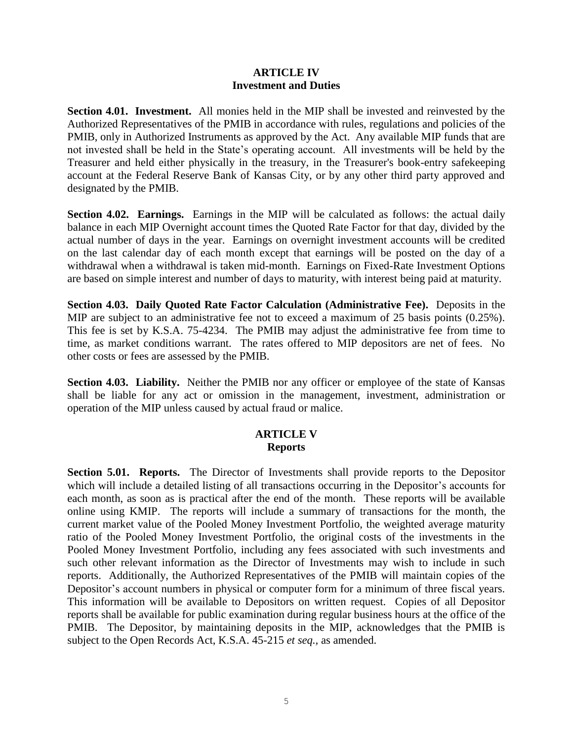## ARTICLE IV
## Investment and Duties

**Section 4.01. Investment.** All monies held in the MIP shall be invested and reinvested by the Authorized Representatives of the PMIB in accordance with rules, regulations and policies of the PMIB, only in Authorized Instruments as approved by the Act. Any available MIP funds that are not invested shall be held in the State's operating account. All investments will be held by the Treasurer and held either physically in the treasury, in the Treasurer's book-entry safekeeping account at the Federal Reserve Bank of Kansas City, or by any other third party approved and designated by the PMIB.

**Section 4.02. Earnings.** Earnings in the MIP will be calculated as follows: the actual daily balance in each MIP Overnight account times the Quoted Rate Factor for that day, divided by the actual number of days in the year. Earnings on overnight investment accounts will be credited on the last calendar day of each month except that earnings will be posted on the day of a withdrawal when a withdrawal is taken mid-month. Earnings on Fixed-Rate Investment Options are based on simple interest and number of days to maturity, with interest being paid at maturity.

**Section 4.03. Daily Quoted Rate Factor Calculation (Administrative Fee).** Deposits in the MIP are subject to an administrative fee not to exceed a maximum of 25 basis points (0.25%). This fee is set by K.S.A. 75-4234. The PMIB may adjust the administrative fee from time to time, as market conditions warrant. The rates offered to MIP depositors are net of fees. No other costs or fees are assessed by the PMIB.

**Section 4.03. Liability.** Neither the PMIB nor any officer or employee of the state of Kansas shall be liable for any act or omission in the management, investment, administration or operation of the MIP unless caused by actual fraud or malice.

## ARTICLE V
## Reports

**Section 5.01. Reports.** The Director of Investments shall provide reports to the Depositor which will include a detailed listing of all transactions occurring in the Depositor's accounts for each month, as soon as is practical after the end of the month. These reports will be available online using KMIP. The reports will include a summary of transactions for the month, the current market value of the Pooled Money Investment Portfolio, the weighted average maturity ratio of the Pooled Money Investment Portfolio, the original costs of the investments in the Pooled Money Investment Portfolio, including any fees associated with such investments and such other relevant information as the Director of Investments may wish to include in such reports. Additionally, the Authorized Representatives of the PMIB will maintain copies of the Depositor's account numbers in physical or computer form for a minimum of three fiscal years. This information will be available to Depositors on written request. Copies of all Depositor reports shall be available for public examination during regular business hours at the office of the PMIB. The Depositor, by maintaining deposits in the MIP, acknowledges that the PMIB is subject to the Open Records Act, K.S.A. 45-215 *et seq.*, as amended.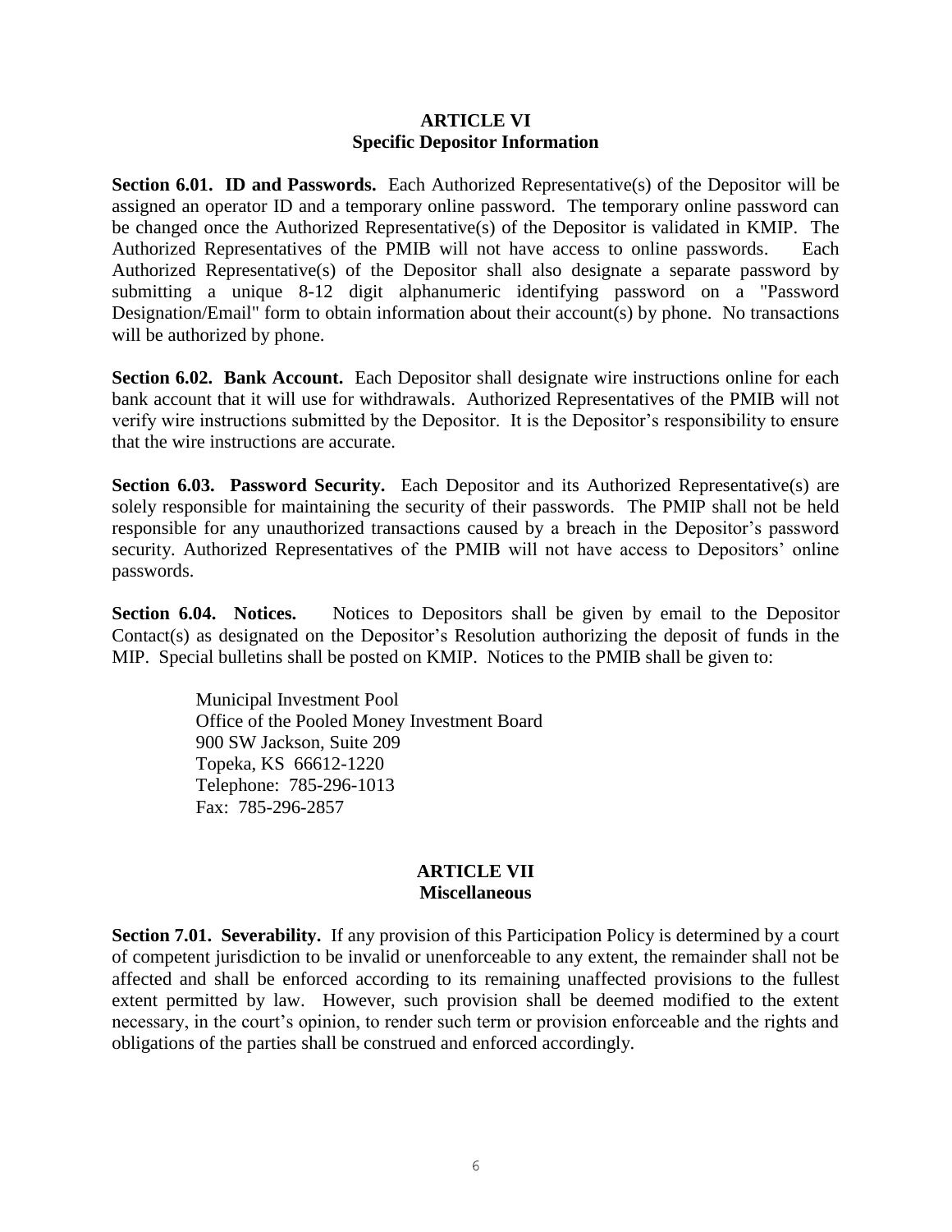## ARTICLE VI
## Specific Depositor Information

**Section 6.01. ID and Passwords.** Each Authorized Representative(s) of the Depositor will be assigned an operator ID and a temporary online password. The temporary online password can be changed once the Authorized Representative(s) of the Depositor is validated in KMIP. The Authorized Representatives of the PMIB will not have access to online passwords. Each Authorized Representative(s) of the Depositor shall also designate a separate password by submitting a unique 8-12 digit alphanumeric identifying password on a "Password Designation/Email" form to obtain information about their account(s) by phone. No transactions will be authorized by phone.

**Section 6.02. Bank Account.** Each Depositor shall designate wire instructions online for each bank account that it will use for withdrawals. Authorized Representatives of the PMIB will not verify wire instructions submitted by the Depositor. It is the Depositor's responsibility to ensure that the wire instructions are accurate.

**Section 6.03. Password Security.** Each Depositor and its Authorized Representative(s) are solely responsible for maintaining the security of their passwords. The PMIP shall not be held responsible for any unauthorized transactions caused by a breach in the Depositor's password security. Authorized Representatives of the PMIB will not have access to Depositors' online passwords.

**Section 6.04. Notices.** Notices to Depositors shall be given by email to the Depositor Contact(s) as designated on the Depositor's Resolution authorizing the deposit of funds in the MIP. Special bulletins shall be posted on KMIP. Notices to the PMIB shall be given to:

Municipal Investment Pool
Office of the Pooled Money Investment Board
900 SW Jackson, Suite 209
Topeka, KS 66612-1220
Telephone: 785-296-1013
Fax: 785-296-2857

## ARTICLE VII
## Miscellaneous

**Section 7.01. Severability.** If any provision of this Participation Policy is determined by a court of competent jurisdiction to be invalid or unenforceable to any extent, the remainder shall not be affected and shall be enforced according to its remaining unaffected provisions to the fullest extent permitted by law. However, such provision shall be deemed modified to the extent necessary, in the court's opinion, to render such term or provision enforceable and the rights and obligations of the parties shall be construed and enforced accordingly.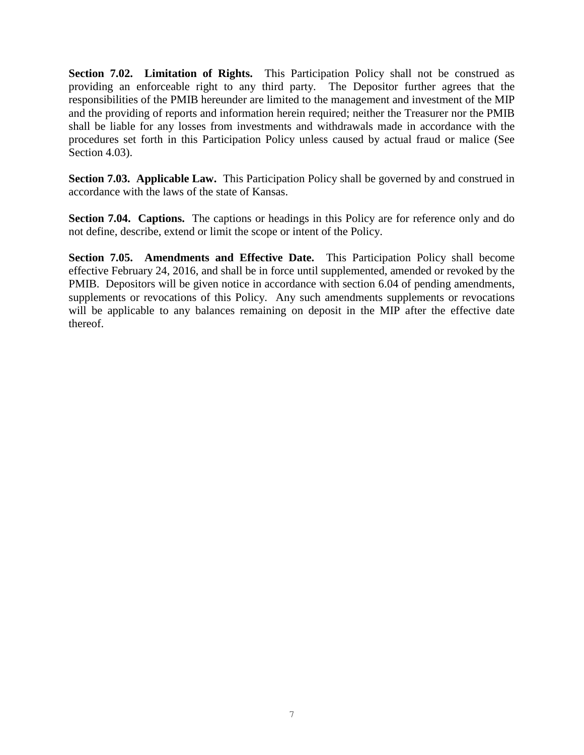**Section 7.02. Limitation of Rights.** This Participation Policy shall not be construed as providing an enforceable right to any third party. The Depositor further agrees that the responsibilities of the PMIB hereunder are limited to the management and investment of the MIP and the providing of reports and information herein required; neither the Treasurer nor the PMIB shall be liable for any losses from investments and withdrawals made in accordance with the procedures set forth in this Participation Policy unless caused by actual fraud or malice (See Section 4.03).

**Section 7.03. Applicable Law.** This Participation Policy shall be governed by and construed in accordance with the laws of the state of Kansas.

**Section 7.04. Captions.** The captions or headings in this Policy are for reference only and do not define, describe, extend or limit the scope or intent of the Policy.

**Section 7.05. Amendments and Effective Date.** This Participation Policy shall become effective February 24, 2016, and shall be in force until supplemented, amended or revoked by the PMIB. Depositors will be given notice in accordance with section 6.04 of pending amendments, supplements or revocations of this Policy. Any such amendments supplements or revocations will be applicable to any balances remaining on deposit in the MIP after the effective date thereof.